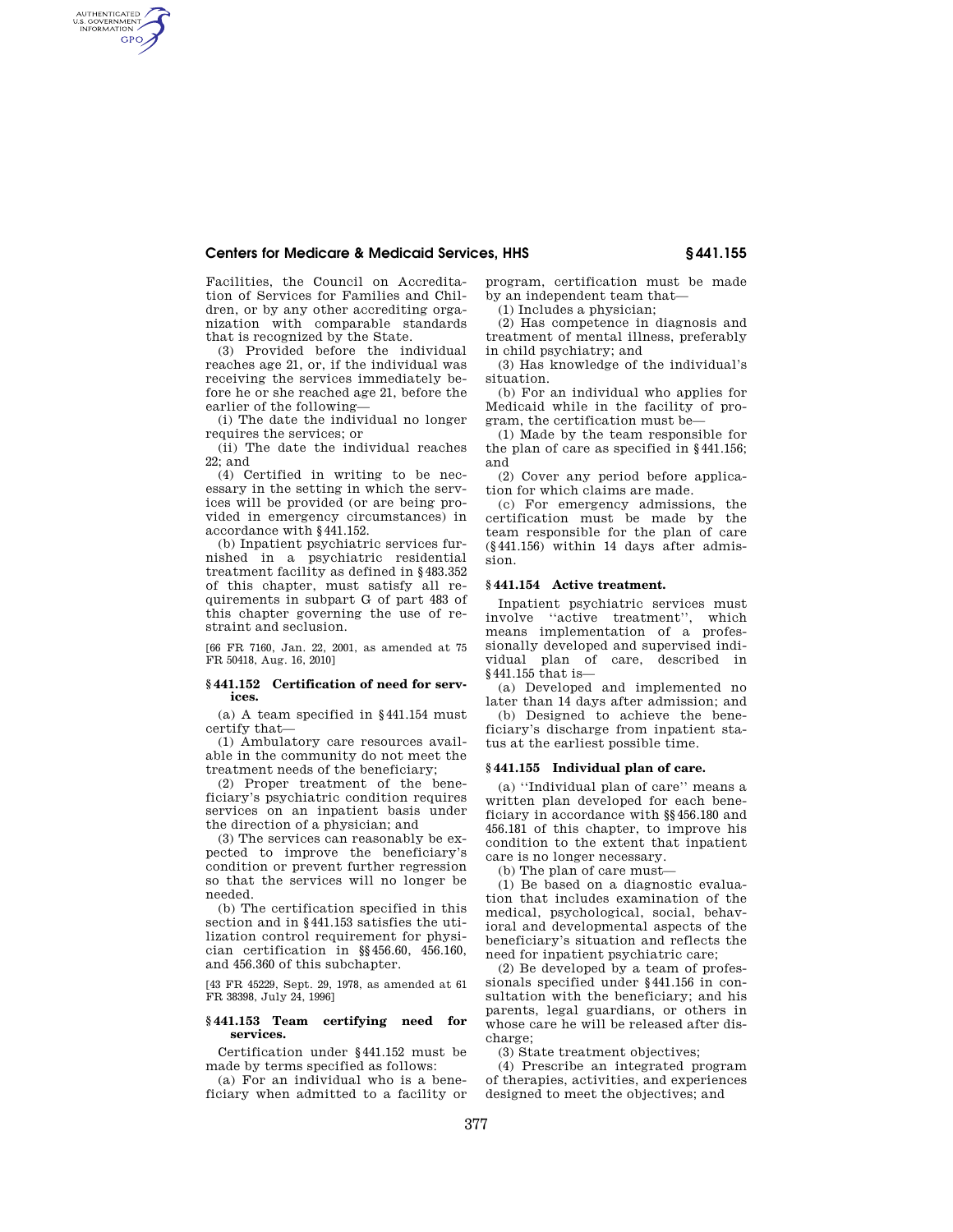Facilities, the Council on Accreditation of Services for Families and Children, or by any other accrediting organization with comparable standards that is recognized by the State.

(3) Provided before the individual reaches age 21, or, if the individual was receiving the services immediately before he or she reached age 21, before the earlier of the following—

(i) The date the individual no longer requires the services; or

(ii) The date the individual reaches 22; and

(4) Certified in writing to be necessary in the setting in which the services will be provided (or are being provided in emergency circumstances) in accordance with §441.152.

(b) Inpatient psychiatric services furnished in a psychiatric residential treatment facility as defined in §483.352 of this chapter, must satisfy all requirements in subpart G of part 483 of this chapter governing the use of restraint and seclusion.

[66 FR 7160, Jan. 22, 2001, as amended at 75 FR 50418, Aug. 16, 2010]

### §441.152 Certification of need for services.

(a) A team specified in §441.154 must certify that—

(1) Ambulatory care resources available in the community do not meet the treatment needs of the beneficiary;

(2) Proper treatment of the beneficiary's psychiatric condition requires services on an inpatient basis under the direction of a physician; and

(3) The services can reasonably be expected to improve the beneficiary's condition or prevent further regression so that the services will no longer be needed.

(b) The certification specified in this section and in §441.153 satisfies the utilization control requirement for physician certification in §§456.60, 456.160, and 456.360 of this subchapter.

[43 FR 45229, Sept. 29, 1978, as amended at 61 FR 38398, July 24, 1996]

### §441.153 Team certifying need for services.

Certification under §441.152 must be made by terms specified as follows:

(a) For an individual who is a beneficiary when admitted to a facility or program, certification must be made by an independent team that—

(1) Includes a physician;

(2) Has competence in diagnosis and treatment of mental illness, preferably in child psychiatry; and

(3) Has knowledge of the individual's situation.

(b) For an individual who applies for Medicaid while in the facility of program, the certification must be—

(1) Made by the team responsible for the plan of care as specified in §441.156; and

(2) Cover any period before application for which claims are made.

(c) For emergency admissions, the certification must be made by the team responsible for the plan of care (§441.156) within 14 days after admission.

### §441.154 Active treatment.

Inpatient psychiatric services must involve "active treatment", which means implementation of a professionally developed and supervised individual plan of care, described in §441.155 that is—

(a) Developed and implemented no later than 14 days after admission; and

(b) Designed to achieve the beneficiary's discharge from inpatient status at the earliest possible time.

### §441.155 Individual plan of care.

(a) "Individual plan of care" means a written plan developed for each beneficiary in accordance with §§456.180 and 456.181 of this chapter, to improve his condition to the extent that inpatient care is no longer necessary.

(b) The plan of care must—

(1) Be based on a diagnostic evaluation that includes examination of the medical, psychological, social, behavioral and developmental aspects of the beneficiary's situation and reflects the need for inpatient psychiatric care;

(2) Be developed by a team of professionals specified under §441.156 in consultation with the beneficiary; and his parents, legal guardians, or others in whose care he will be released after discharge;

(3) State treatment objectives;

(4) Prescribe an integrated program of therapies, activities, and experiences designed to meet the objectives; and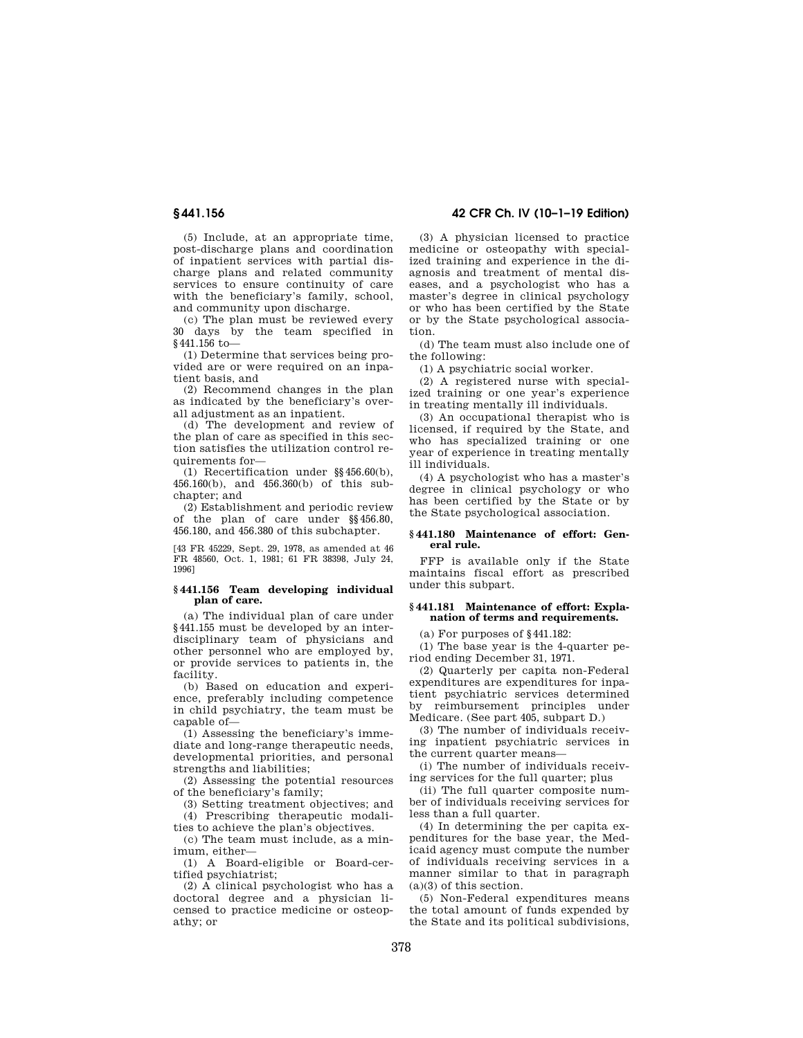(5) Include, at an appropriate time, post-discharge plans and coordination of inpatient services with partial discharge plans and related community services to ensure continuity of care with the beneficiary's family, school, and community upon discharge.

(c) The plan must be reviewed every 30 days by the team specified in §441.156 to—

(1) Determine that services being provided are or were required on an inpatient basis, and

(2) Recommend changes in the plan as indicated by the beneficiary's overall adjustment as an inpatient.

(d) The development and review of the plan of care as specified in this section satisfies the utilization control requirements for—

(1) Recertification under §§456.60(b), 456.160(b), and 456.360(b) of this subchapter; and

(2) Establishment and periodic review of the plan of care under §§456.80, 456.180, and 456.380 of this subchapter.

[43 FR 45229, Sept. 29, 1978, as amended at 46 FR 48560, Oct. 1, 1981; 61 FR 38398, July 24, 1996]

### §441.156 Team developing individual plan of care.

(a) The individual plan of care under §441.155 must be developed by an interdisciplinary team of physicians and other personnel who are employed by, or provide services to patients in, the facility.

(b) Based on education and experience, preferably including competence in child psychiatry, the team must be capable of—

(1) Assessing the beneficiary's immediate and long-range therapeutic needs, developmental priorities, and personal strengths and liabilities;

(2) Assessing the potential resources of the beneficiary's family;

(3) Setting treatment objectives; and

(4) Prescribing therapeutic modalities to achieve the plan's objectives.

(c) The team must include, as a minimum, either—

(1) A Board-eligible or Board-certified psychiatrist;

(2) A clinical psychologist who has a doctoral degree and a physician licensed to practice medicine or osteopathy; or

(3) A physician licensed to practice medicine or osteopathy with specialized training and experience in the diagnosis and treatment of mental diseases, and a psychologist who has a master's degree in clinical psychology or who has been certified by the State or by the State psychological association.

(d) The team must also include one of the following:

(1) A psychiatric social worker.

(2) A registered nurse with specialized training or one year's experience in treating mentally ill individuals.

(3) An occupational therapist who is licensed, if required by the State, and who has specialized training or one year of experience in treating mentally ill individuals.

(4) A psychologist who has a master's degree in clinical psychology or who has been certified by the State or by the State psychological association.

### §441.180 Maintenance of effort: General rule.

FFP is available only if the State maintains fiscal effort as prescribed under this subpart.

### §441.181 Maintenance of effort: Explanation of terms and requirements.

(a) For purposes of §441.182:

(1) The base year is the 4-quarter period ending December 31, 1971.

(2) Quarterly per capita non-Federal expenditures are expenditures for inpatient psychiatric services determined by reimbursement principles under Medicare. (See part 405, subpart D.)

(3) The number of individuals receiving inpatient psychiatric services in the current quarter means—

(i) The number of individuals receiving services for the full quarter; plus

(ii) The full quarter composite number of individuals receiving services for less than a full quarter.

(4) In determining the per capita expenditures for the base year, the Medicaid agency must compute the number of individuals receiving services in a manner similar to that in paragraph (a)(3) of this section.

(5) Non-Federal expenditures means the total amount of funds expended by the State and its political subdivisions,